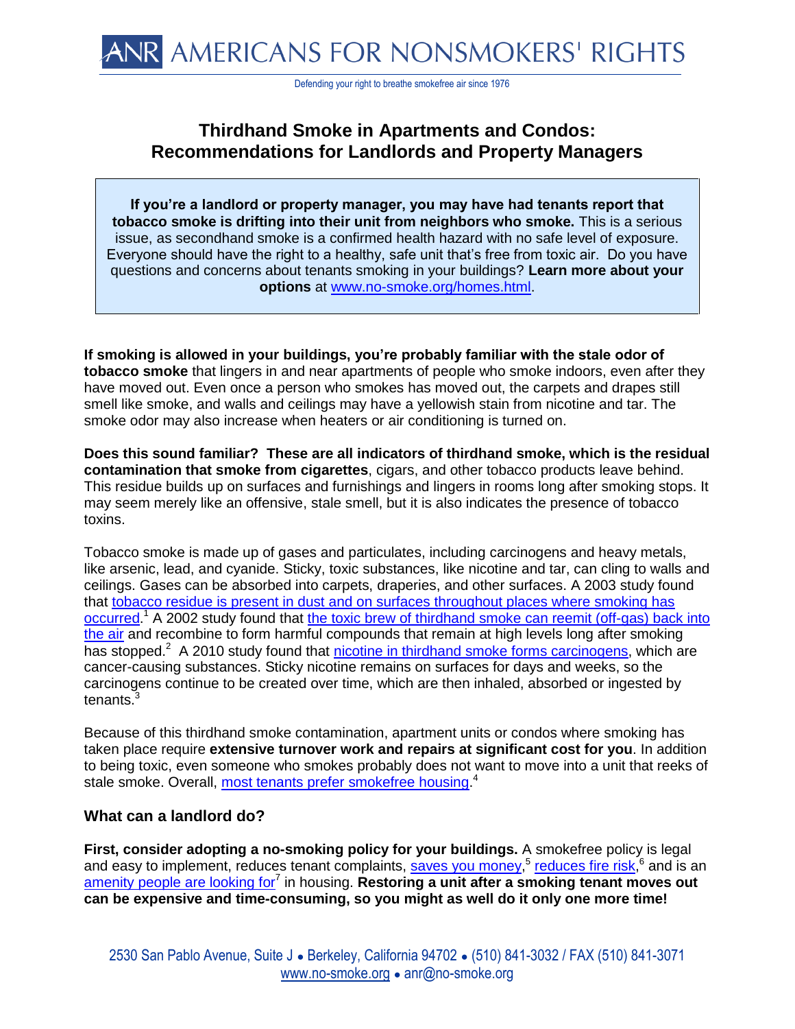# ANR AMERICANS FOR NONSMOKERS' RIGHTS

Defending your right to breathe smokefree air since 1976

## Thirdhand Smoke in Apartments and Condos: Recommendations for Landlords and Property Managers

**If you're a landlord or property manager, you may have had tenants report that tobacco smoke is drifting into their unit from neighbors who smoke.** This is a serious issue, as secondhand smoke is a confirmed health hazard with no safe level of exposure. Everyone should have the right to a healthy, safe unit that's free from toxic air. Do you have questions and concerns about tenants smoking in your buildings? **Learn more about your options** at www.no-smoke.org/homes.html.

**If smoking is allowed in your buildings, you're probably familiar with the stale odor of tobacco smoke** that lingers in and near apartments of people who smoke indoors, even after they have moved out. Even once a person who smokes has moved out, the carpets and drapes still smell like smoke, and walls and ceilings may have a yellowish stain from nicotine and tar. The smoke odor may also increase when heaters or air conditioning is turned on.

**Does this sound familiar? These are all indicators of thirdhand smoke, which is the residual contamination that smoke from cigarettes**, cigars, and other tobacco products leave behind. This residue builds up on surfaces and furnishings and lingers in rooms long after smoking stops. It may seem merely like an offensive, stale smell, but it is also indicates the presence of tobacco toxins.

Tobacco smoke is made up of gases and particulates, including carcinogens and heavy metals, like arsenic, lead, and cyanide. Sticky, toxic substances, like nicotine and tar, can cling to walls and ceilings. Gases can be absorbed into carpets, draperies, and other surfaces. A 2003 study found that tobacco residue is present in dust and on surfaces throughout places where smoking has occurred.[1] A 2002 study found that the toxic brew of thirdhand smoke can reemit (off-gas) back into the air and recombine to form harmful compounds that remain at high levels long after smoking has stopped.[2] A 2010 study found that nicotine in thirdhand smoke forms carcinogens, which are cancer-causing substances. Sticky nicotine remains on surfaces for days and weeks, so the carcinogens continue to be created over time, which are then inhaled, absorbed or ingested by tenants.[3]

Because of this thirdhand smoke contamination, apartment units or condos where smoking has taken place require **extensive turnover work and repairs at significant cost for you**. In addition to being toxic, even someone who smokes probably does not want to move into a unit that reeks of stale smoke. Overall, most tenants prefer smokefree housing.[4]

### What can a landlord do?

**First, consider adopting a no-smoking policy for your buildings.** A smokefree policy is legal and easy to implement, reduces tenant complaints, saves you money,[5] reduces fire risk,[6] and is an amenity people are looking for[7] in housing. **Restoring a unit after a smoking tenant moves out can be expensive and time-consuming, so you might as well do it only one more time!**

2530 San Pablo Avenue, Suite J • Berkeley, California 94702 • (510) 841-3032 / FAX (510) 841-3071
www.no-smoke.org • anr@no-smoke.org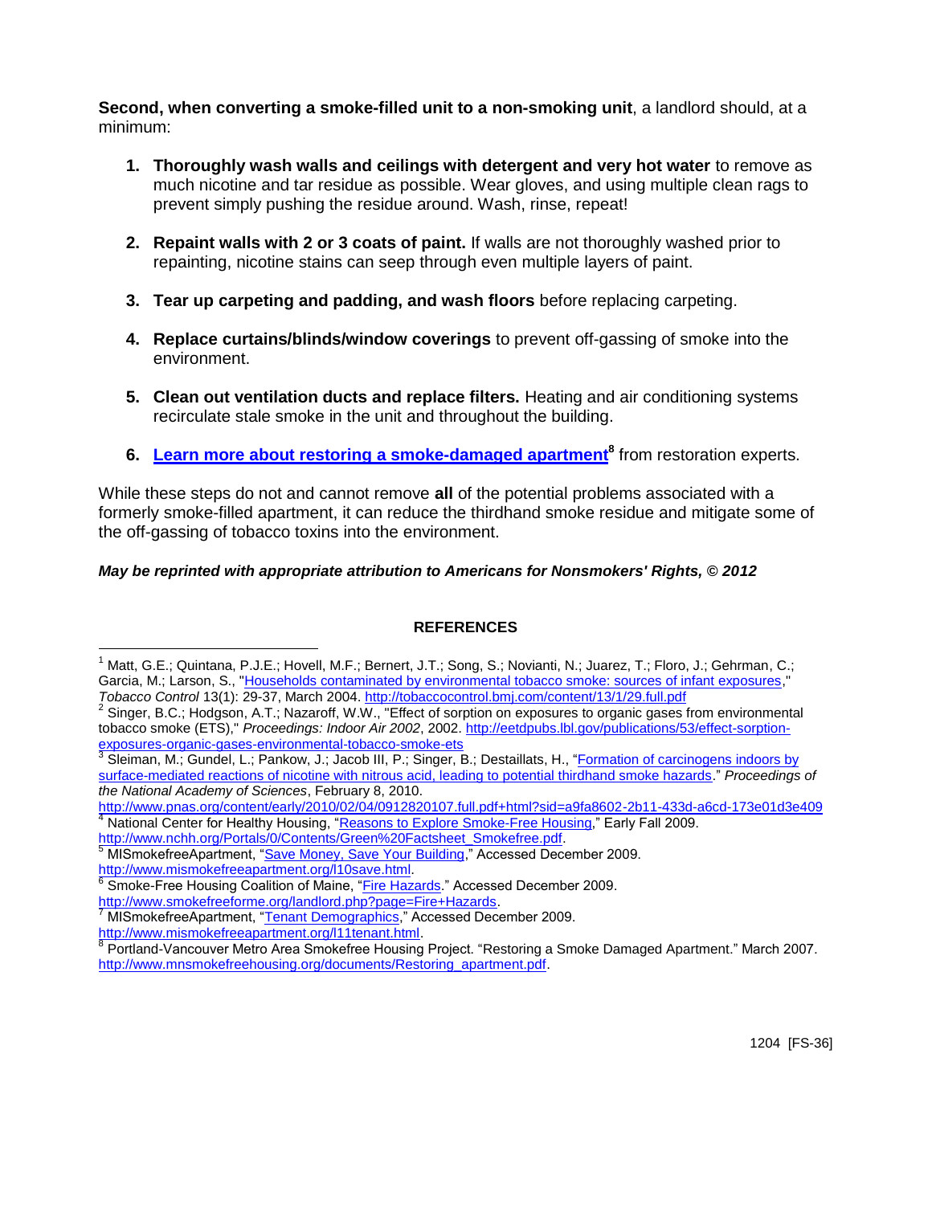**Second, when converting a smoke-filled unit to a non-smoking unit**, a landlord should, at a minimum:

1. **Thoroughly wash walls and ceilings with detergent and very hot water** to remove as much nicotine and tar residue as possible. Wear gloves, and using multiple clean rags to prevent simply pushing the residue around. Wash, rinse, repeat!
2. **Repaint walls with 2 or 3 coats of paint.** If walls are not thoroughly washed prior to repainting, nicotine stains can seep through even multiple layers of paint.
3. **Tear up carpeting and padding, and wash floors** before replacing carpeting.
4. **Replace curtains/blinds/window coverings** to prevent off-gassing of smoke into the environment.
5. **Clean out ventilation ducts and replace filters.** Heating and air conditioning systems recirculate stale smoke in the unit and throughout the building.
6. **Learn more about restoring a smoke-damaged apartment**[8] from restoration experts.

While these steps do not and cannot remove **all** of the potential problems associated with a formerly smoke-filled apartment, it can reduce the thirdhand smoke residue and mitigate some of the off-gassing of tobacco toxins into the environment.

***May be reprinted with appropriate attribution to Americans for Nonsmokers' Rights, © 2012***

**REFERENCES**

[1] Matt, G.E.; Quintana, P.J.E.; Hovell, M.F.; Bernert, J.T.; Song, S.; Novianti, N.; Juarez, T.; Floro, J.; Gehrman, C.; Garcia, M.; Larson, S., "Households contaminated by environmental tobacco smoke: sources of infant exposures," *Tobacco Control* 13(1): 29-37, March 2004. http://tobaccocontrol.bmj.com/content/13/1/29.full.pdf

[2] Singer, B.C.; Hodgson, A.T.; Nazaroff, W.W., "Effect of sorption on exposures to organic gases from environmental tobacco smoke (ETS)," *Proceedings: Indoor Air 2002*, 2002. http://eetdpubs.lbl.gov/publications/53/effect-sorption-exposures-organic-gases-environmental-tobacco-smoke-ets

[3] Sleiman, M.; Gundel, L.; Pankow, J.; Jacob III, P.; Singer, B.; Destaillats, H., "Formation of carcinogens indoors by surface-mediated reactions of nicotine with nitrous acid, leading to potential thirdhand smoke hazards." *Proceedings of the National Academy of Sciences*, February 8, 2010. http://www.pnas.org/content/early/2010/02/04/0912820107.full.pdf+html?sid=a9fa8602-2b11-433d-a6cd-173e01d3e409

[4] National Center for Healthy Housing, "Reasons to Explore Smoke-Free Housing," Early Fall 2009. http://www.nchh.org/Portals/0/Contents/Green%20Factsheet_Smokefree.pdf.

[5] MISmokefreeApartment, "Save Money, Save Your Building," Accessed December 2009. http://www.mismokefreeapartment.org/l10save.html.

[6] Smoke-Free Housing Coalition of Maine, "Fire Hazards." Accessed December 2009. http://www.smokefreeforme.org/landlord.php?page=Fire+Hazards.

[7] MISmokefreeApartment, "Tenant Demographics," Accessed December 2009. http://www.mismokefreeapartment.org/l11tenant.html.

[8] Portland-Vancouver Metro Area Smokefree Housing Project. "Restoring a Smoke Damaged Apartment." March 2007. http://www.mnsmokefreehousing.org/documents/Restoring_apartment.pdf.

1204 [FS-36]